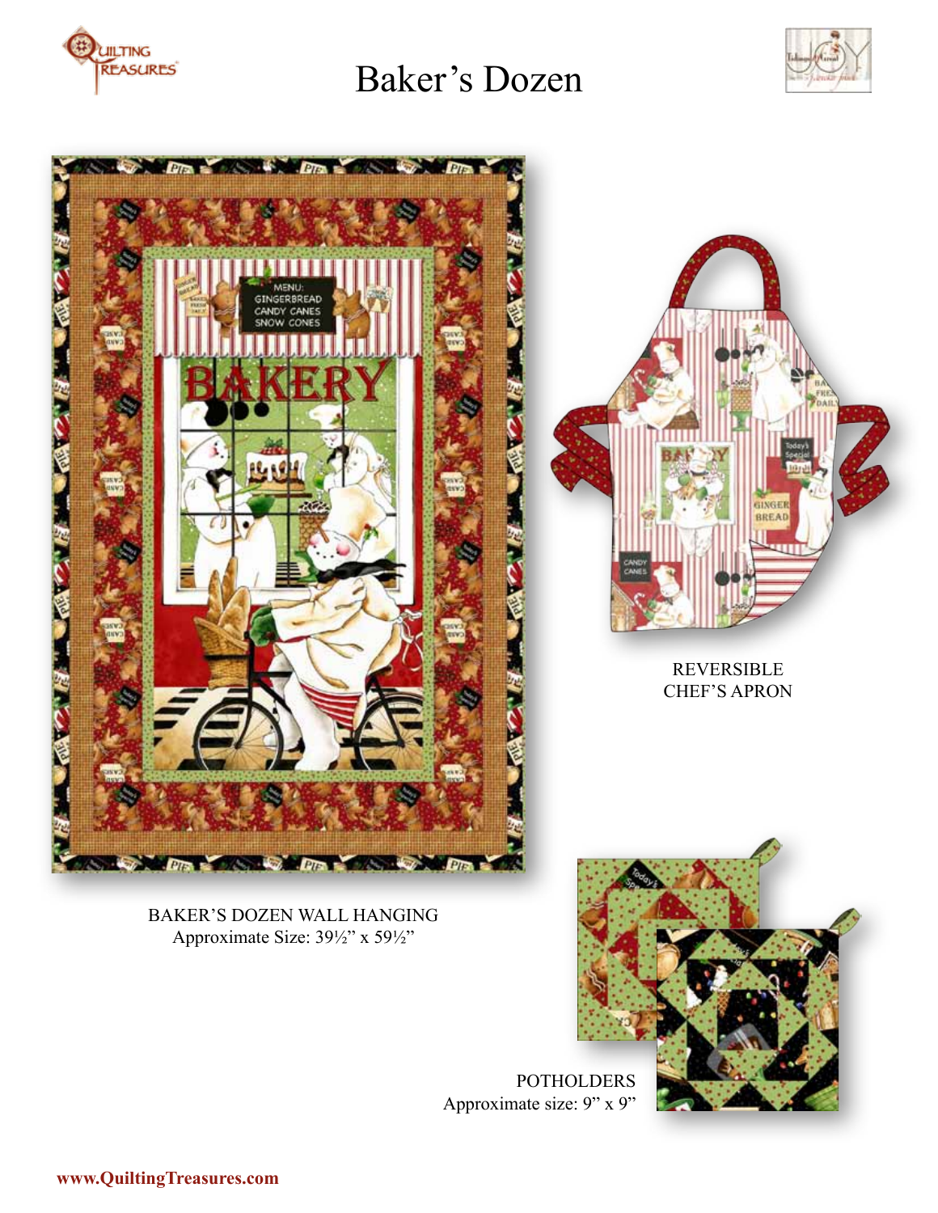# Baker's Dozen

REVERSIBLE CHEF'S APRON

BAKER'S DOZEN WALL HANGING
Approximate Size: 39½" x 59½"

POTHOLDERS
Approximate size: 9" x 9"

**www.QuiltingTreasures.com**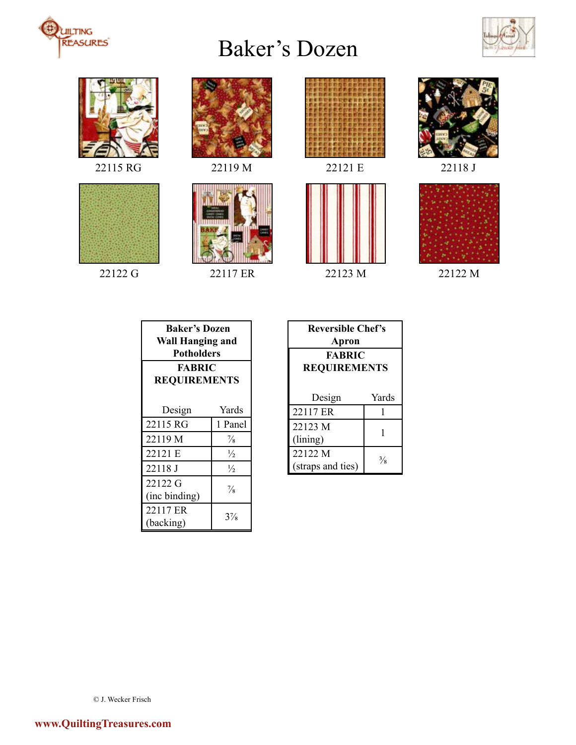# Baker's Dozen

22115 RG

22119 M

22121 E

22118 J

22122 G

22117 ER

22123 M

22122 M

| Baker's Dozen Wall Hanging and Potholders FABRIC REQUIREMENTS | |
|---|---|
| Design | Yards |
| 22115 RG | 1 Panel |
| 22119 M | ⅞ |
| 22121 E | ½ |
| 22118 J | ½ |
| 22122 G (inc binding) | ⅞ |
| 22117 ER (backing) | 3⅞ |

| Reversible Chef's Apron FABRIC REQUIREMENTS | |
|---|---|
| Design | Yards |
| 22117 ER | 1 |
| 22123 M (lining) | 1 |
| 22122 M (straps and ties) | ⅜ |

© J. Wecker Frisch

www.QuiltingTreasures.com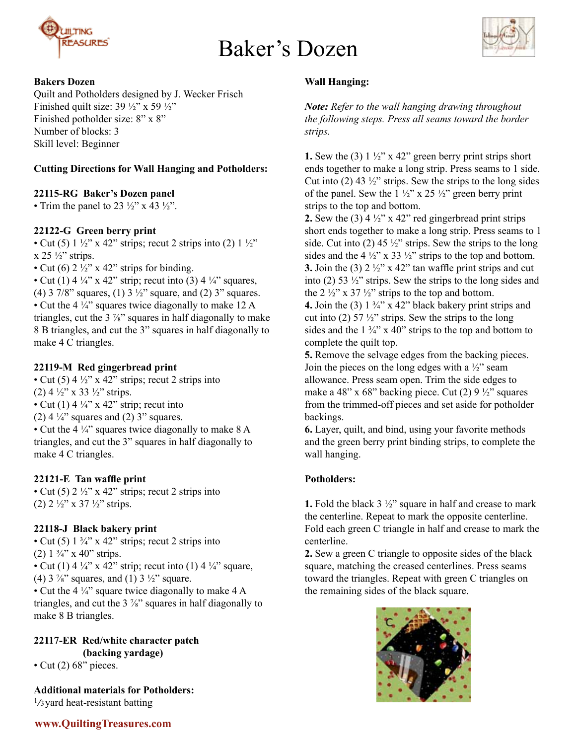# Baker's Dozen

**Bakers Dozen**
Quilt and Potholders designed by J. Wecker Frisch
Finished quilt size: 39 ½" x 59 ½"
Finished potholder size: 8" x 8"
Number of blocks: 3
Skill level: Beginner

**Cutting Directions for Wall Hanging and Potholders:**

**22115-RG Baker's Dozen panel**
• Trim the panel to 23 ½" x 43 ½".

**22122-G Green berry print**
• Cut (5) 1 ½" x 42" strips; recut 2 strips into (2) 1 ½" x 25 ½" strips.
• Cut (6) 2 ½" x 42" strips for binding.
• Cut (1) 4 ¼" x 42" strip; recut into (3) 4 ¼" squares, (4) 3 7/8" squares, (1) 3 ½" square, and (2) 3" squares.
• Cut the 4 ¼" squares twice diagonally to make 12 A triangles, cut the 3 ⅞" squares in half diagonally to make 8 B triangles, and cut the 3" squares in half diagonally to make 4 C triangles.

**22119-M Red gingerbread print**
• Cut (5) 4 ½" x 42" strips; recut 2 strips into (2) 4 ½" x 33 ½" strips.
• Cut (1) 4 ¼" x 42" strip; recut into (2) 4 ¼" squares and (2) 3" squares.
• Cut the 4 ¼" squares twice diagonally to make 8 A triangles, and cut the 3" squares in half diagonally to make 4 C triangles.

**22121-E Tan waffle print**
• Cut (5) 2 ½" x 42" strips; recut 2 strips into (2) 2 ½" x 37 ½" strips.

**22118-J Black bakery print**
• Cut (5) 1 ¾" x 42" strips; recut 2 strips into (2) 1 ¾" x 40" strips.
• Cut (1) 4 ¼" x 42" strip; recut into (1) 4 ¼" square, (4) 3 ⅞" squares, and (1) 3 ½" square.
• Cut the 4 ¼" square twice diagonally to make 4 A triangles, and cut the 3 ⅞" squares in half diagonally to make 8 B triangles.

**22117-ER Red/white character patch (backing yardage)**
• Cut (2) 68" pieces.

**Additional materials for Potholders:**
⅓ yard heat-resistant batting

**Wall Hanging:**

***Note:*** *Refer to the wall hanging drawing throughout the following steps. Press all seams toward the border strips.*

**1.** Sew the (3) 1 ½" x 42" green berry print strips short ends together to make a long strip. Press seams to 1 side. Cut into (2) 43 ½" strips. Sew the strips to the long sides of the panel. Sew the 1 ½" x 25 ½" green berry print strips to the top and bottom.
**2.** Sew the (3) 4 ½" x 42" red gingerbread print strips short ends together to make a long strip. Press seams to 1 side. Cut into (2) 45 ½" strips. Sew the strips to the long sides and the 4 ½" x 33 ½" strips to the top and bottom.
**3.** Join the (3) 2 ½" x 42" tan waffle print strips and cut into (2) 53 ½" strips. Sew the strips to the long sides and the 2 ½" x 37 ½" strips to the top and bottom.
**4.** Join the (3) 1 ¾" x 42" black bakery print strips and cut into (2) 57 ½" strips. Sew the strips to the long sides and the 1 ¾" x 40" strips to the top and bottom to complete the quilt top.
**5.** Remove the selvage edges from the backing pieces. Join the pieces on the long edges with a ½" seam allowance. Press seam open. Trim the side edges to make a 48" x 68" backing piece. Cut (2) 9 ½" squares from the trimmed-off pieces and set aside for potholder backings.
**6.** Layer, quilt, and bind, using your favorite methods and the green berry print binding strips, to complete the wall hanging.

**Potholders:**

**1.** Fold the black 3 ½" square in half and crease to mark the centerline. Repeat to mark the opposite centerline. Fold each green C triangle in half and crease to mark the centerline.
**2.** Sew a green C triangle to opposite sides of the black square, matching the creased centerlines. Press seams toward the triangles. Repeat with green C triangles on the remaining sides of the black square.

**www.QuiltingTreasures.com**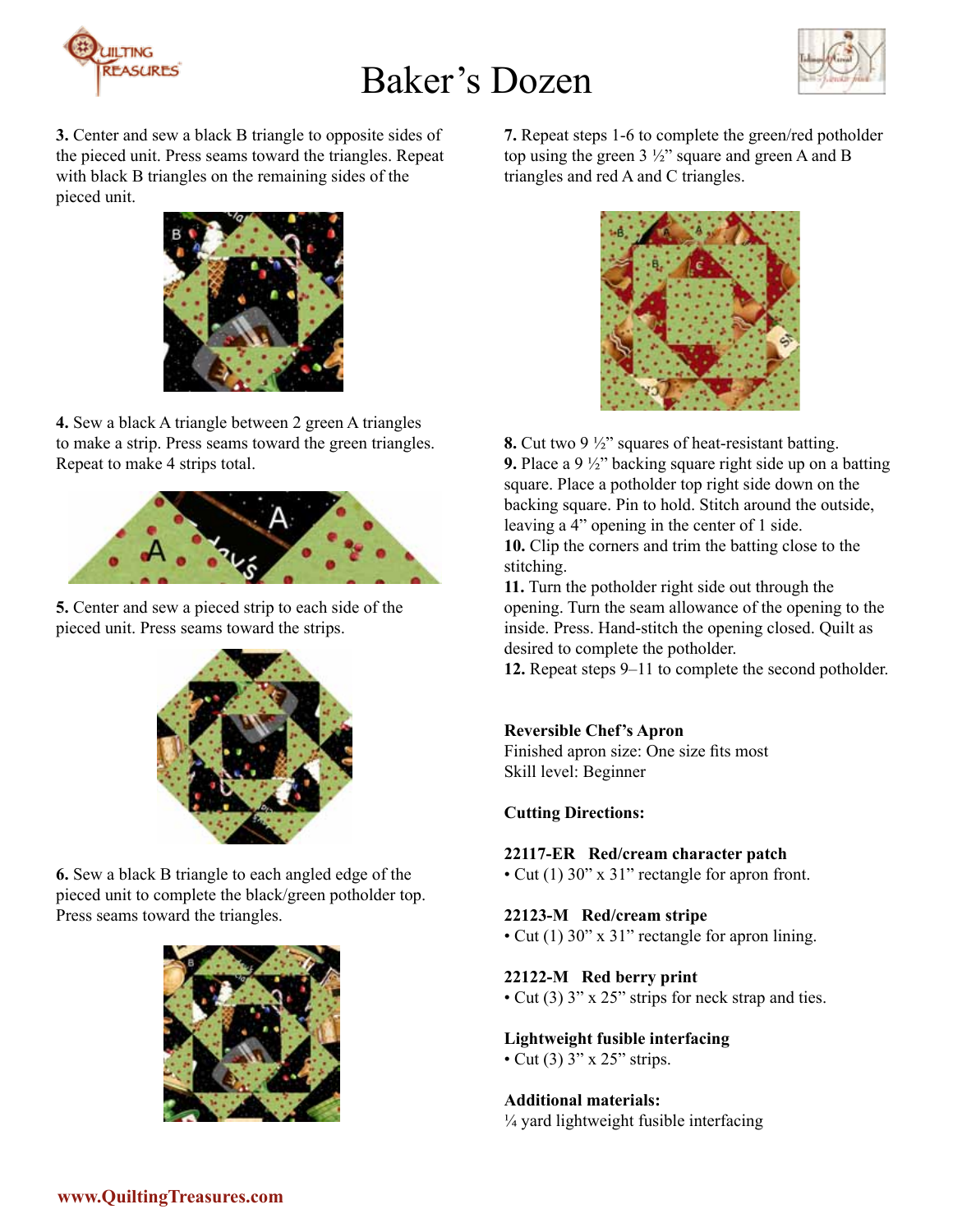# Baker's Dozen

**3.** Center and sew a black B triangle to opposite sides of the pieced unit. Press seams toward the triangles. Repeat with black B triangles on the remaining sides of the pieced unit.

**4.** Sew a black A triangle between 2 green A triangles to make a strip. Press seams toward the green triangles. Repeat to make 4 strips total.

**5.** Center and sew a pieced strip to each side of the pieced unit. Press seams toward the strips.

**6.** Sew a black B triangle to each angled edge of the pieced unit to complete the black/green potholder top. Press seams toward the triangles.

**7.** Repeat steps 1-6 to complete the green/red potholder top using the green 3 ½" square and green A and B triangles and red A and C triangles.

**8.** Cut two 9 ½" squares of heat-resistant batting.
**9.** Place a 9 ½" backing square right side up on a batting square. Place a potholder top right side down on the backing square. Pin to hold. Stitch around the outside, leaving a 4" opening in the center of 1 side.
**10.** Clip the corners and trim the batting close to the stitching.
**11.** Turn the potholder right side out through the opening. Turn the seam allowance of the opening to the inside. Press. Hand-stitch the opening closed. Quilt as desired to complete the potholder.
**12.** Repeat steps 9–11 to complete the second potholder.

**Reversible Chef's Apron**
Finished apron size: One size fits most
Skill level: Beginner

**Cutting Directions:**

**22117-ER Red/cream character patch**
• Cut (1) 30" x 31" rectangle for apron front.

**22123-M Red/cream stripe**
• Cut (1) 30" x 31" rectangle for apron lining.

**22122-M Red berry print**
• Cut (3) 3" x 25" strips for neck strap and ties.

**Lightweight fusible interfacing**
• Cut (3) 3" x 25" strips.

**Additional materials:**
¼ yard lightweight fusible interfacing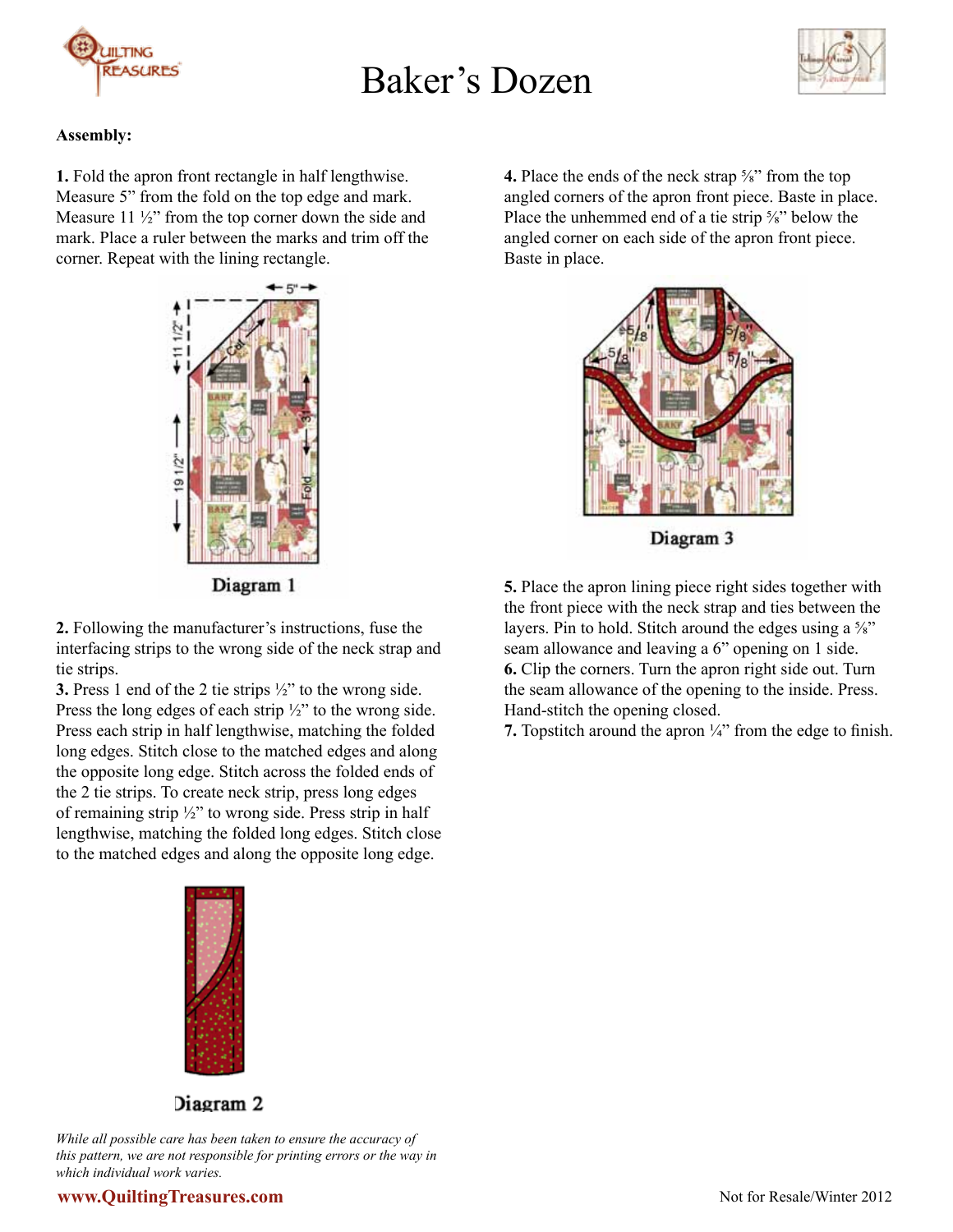# Baker's Dozen

**Assembly:**

**1.** Fold the apron front rectangle in half lengthwise. Measure 5" from the fold on the top edge and mark. Measure 11 ½" from the top corner down the side and mark. Place a ruler between the marks and trim off the corner. Repeat with the lining rectangle.

5"

11 1/2"

Cut

31"

19 1/2"

Fold

Diagram 1

**2.** Following the manufacturer's instructions, fuse the interfacing strips to the wrong side of the neck strap and tie strips.

**3.** Press 1 end of the 2 tie strips ½" to the wrong side. Press the long edges of each strip ½" to the wrong side. Press each strip in half lengthwise, matching the folded long edges. Stitch close to the matched edges and along the opposite long edge. Stitch across the folded ends of the 2 tie strips. To create neck strip, press long edges of remaining strip ½" to wrong side. Press strip in half lengthwise, matching the folded long edges. Stitch close to the matched edges and along the opposite long edge.

Diagram 2

**4.** Place the ends of the neck strap ⅝" from the top angled corners of the apron front piece. Baste in place. Place the unhemmed end of a tie strip ⅝" below the angled corner on each side of the apron front piece. Baste in place.

5/8"

5/8"

5/8"

5/8"

Diagram 3

**5.** Place the apron lining piece right sides together with the front piece with the neck strap and ties between the layers. Pin to hold. Stitch around the edges using a ⅝" seam allowance and leaving a 6" opening on 1 side.

**6.** Clip the corners. Turn the apron right side out. Turn the seam allowance of the opening to the inside. Press. Hand-stitch the opening closed.

**7.** Topstitch around the apron ¼" from the edge to finish.

*While all possible care has been taken to ensure the accuracy of this pattern, we are not responsible for printing errors or the way in which individual work varies.*

**www.QuiltingTreasures.com**

Not for Resale/Winter 2012